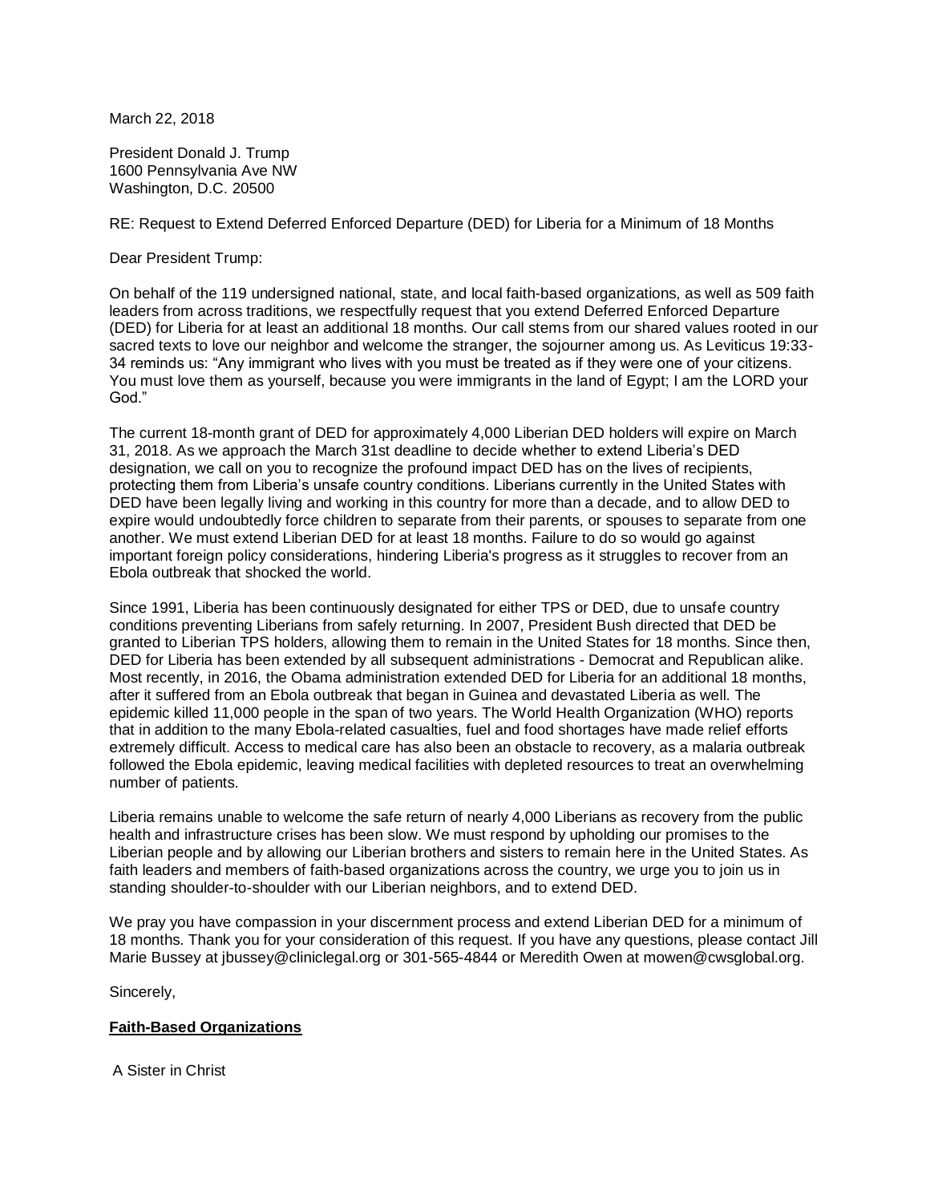March 22, 2018

President Donald J. Trump
1600 Pennsylvania Ave NW
Washington, D.C. 20500

RE: Request to Extend Deferred Enforced Departure (DED) for Liberia for a Minimum of 18 Months

Dear President Trump:

On behalf of the 119 undersigned national, state, and local faith-based organizations, as well as 509 faith leaders from across traditions, we respectfully request that you extend Deferred Enforced Departure (DED) for Liberia for at least an additional 18 months. Our call stems from our shared values rooted in our sacred texts to love our neighbor and welcome the stranger, the sojourner among us. As Leviticus 19:33-34 reminds us: "Any immigrant who lives with you must be treated as if they were one of your citizens. You must love them as yourself, because you were immigrants in the land of Egypt; I am the LORD your God."

The current 18-month grant of DED for approximately 4,000 Liberian DED holders will expire on March 31, 2018. As we approach the March 31st deadline to decide whether to extend Liberia's DED designation, we call on you to recognize the profound impact DED has on the lives of recipients, protecting them from Liberia's unsafe country conditions. Liberians currently in the United States with DED have been legally living and working in this country for more than a decade, and to allow DED to expire would undoubtedly force children to separate from their parents, or spouses to separate from one another. We must extend Liberian DED for at least 18 months. Failure to do so would go against important foreign policy considerations, hindering Liberia's progress as it struggles to recover from an Ebola outbreak that shocked the world.

Since 1991, Liberia has been continuously designated for either TPS or DED, due to unsafe country conditions preventing Liberians from safely returning. In 2007, President Bush directed that DED be granted to Liberian TPS holders, allowing them to remain in the United States for 18 months. Since then, DED for Liberia has been extended by all subsequent administrations - Democrat and Republican alike. Most recently, in 2016, the Obama administration extended DED for Liberia for an additional 18 months, after it suffered from an Ebola outbreak that began in Guinea and devastated Liberia as well. The epidemic killed 11,000 people in the span of two years. The World Health Organization (WHO) reports that in addition to the many Ebola-related casualties, fuel and food shortages have made relief efforts extremely difficult. Access to medical care has also been an obstacle to recovery, as a malaria outbreak followed the Ebola epidemic, leaving medical facilities with depleted resources to treat an overwhelming number of patients.

Liberia remains unable to welcome the safe return of nearly 4,000 Liberians as recovery from the public health and infrastructure crises has been slow. We must respond by upholding our promises to the Liberian people and by allowing our Liberian brothers and sisters to remain here in the United States. As faith leaders and members of faith-based organizations across the country, we urge you to join us in standing shoulder-to-shoulder with our Liberian neighbors, and to extend DED.

We pray you have compassion in your discernment process and extend Liberian DED for a minimum of 18 months. Thank you for your consideration of this request. If you have any questions, please contact Jill Marie Bussey at jbussey@cliniclegal.org or 301-565-4844 or Meredith Owen at mowen@cwsglobal.org.

Sincerely,

**Faith-Based Organizations**

A Sister in Christ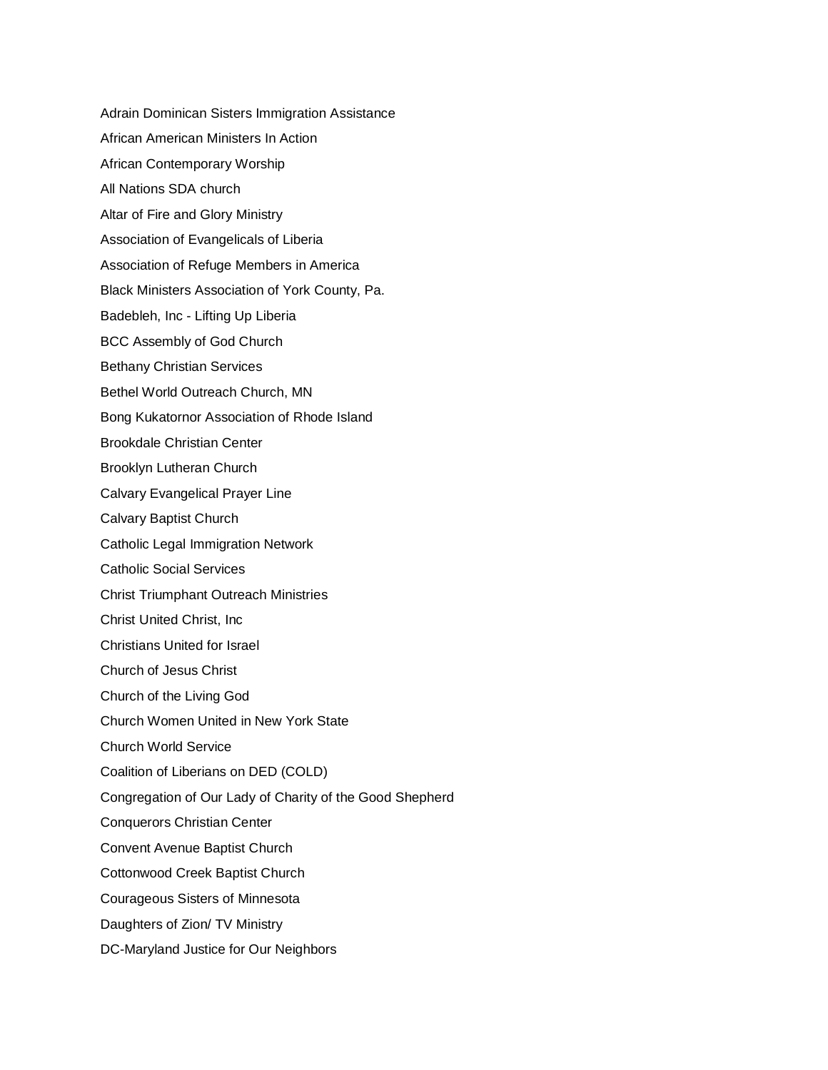Adrain Dominican Sisters Immigration Assistance

African American Ministers In Action

African Contemporary Worship

All Nations SDA church

Altar of Fire and Glory Ministry

Association of Evangelicals of Liberia

Association of Refuge Members in America

Black Ministers Association of York County, Pa.

Badebleh, Inc - Lifting Up Liberia

BCC Assembly of God Church

Bethany Christian Services

Bethel World Outreach Church, MN

Bong Kukatornor Association of Rhode Island

Brookdale Christian Center

Brooklyn Lutheran Church

Calvary Evangelical Prayer Line

Calvary Baptist Church

Catholic Legal Immigration Network

Catholic Social Services

Christ Triumphant Outreach Ministries

Christ United Christ, Inc

Christians United for Israel

Church of Jesus Christ

Church of the Living God

Church Women United in New York State

Church World Service

Coalition of Liberians on DED (COLD)

Congregation of Our Lady of Charity of the Good Shepherd

Conquerors Christian Center

Convent Avenue Baptist Church

Cottonwood Creek Baptist Church

Courageous Sisters of Minnesota

Daughters of Zion/ TV Ministry

DC-Maryland Justice for Our Neighbors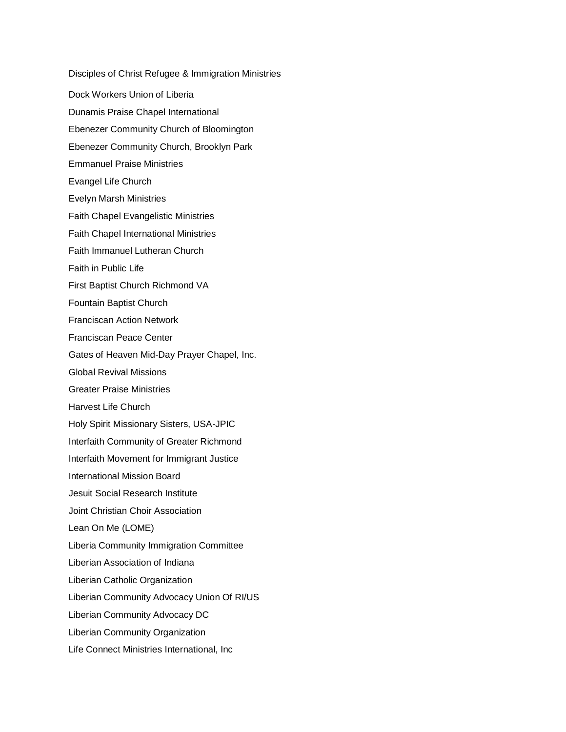Disciples of Christ Refugee & Immigration Ministries

Dock Workers Union of Liberia

Dunamis Praise Chapel International

Ebenezer Community Church of Bloomington

Ebenezer Community Church, Brooklyn Park

Emmanuel Praise Ministries

Evangel Life Church

Evelyn Marsh Ministries

Faith Chapel Evangelistic Ministries

Faith Chapel International Ministries

Faith Immanuel Lutheran Church

Faith in Public Life

First Baptist Church Richmond VA

Fountain Baptist Church

Franciscan Action Network

Franciscan Peace Center

Gates of Heaven Mid-Day Prayer Chapel, Inc.

Global Revival Missions

Greater Praise Ministries

Harvest Life Church

Holy Spirit Missionary Sisters, USA-JPIC

Interfaith Community of Greater Richmond

Interfaith Movement for Immigrant Justice

International Mission Board

Jesuit Social Research Institute

Joint Christian Choir Association

Lean On Me (LOME)

Liberia Community Immigration Committee

Liberian Association of Indiana

Liberian Catholic Organization

Liberian Community Advocacy Union Of RI/US

Liberian Community Advocacy DC

Liberian Community Organization

Life Connect Ministries International, Inc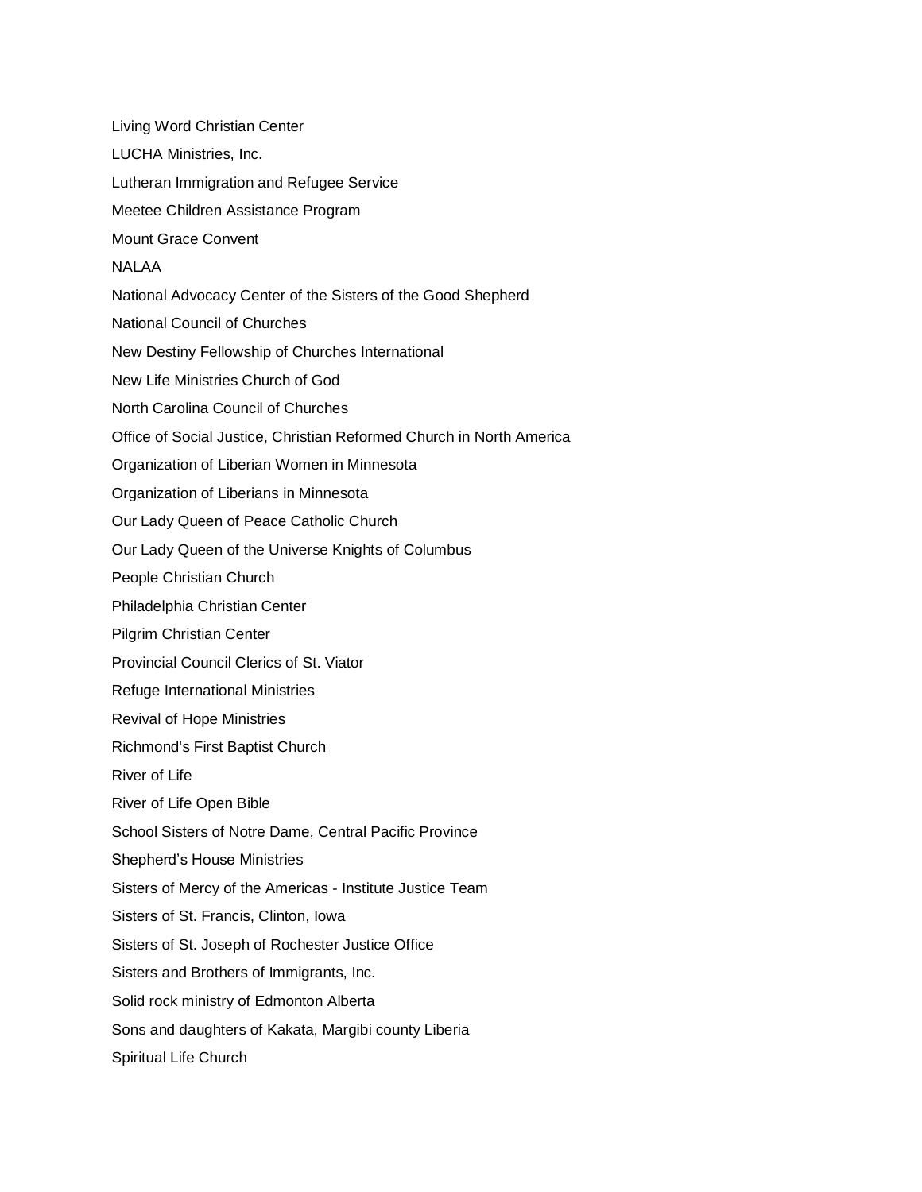Living Word Christian Center

LUCHA Ministries, Inc.

Lutheran Immigration and Refugee Service

Meetee Children Assistance Program

Mount Grace Convent

NALAA

National Advocacy Center of the Sisters of the Good Shepherd

National Council of Churches

New Destiny Fellowship of Churches International

New Life Ministries Church of God

North Carolina Council of Churches

Office of Social Justice, Christian Reformed Church in North America

Organization of Liberian Women in Minnesota

Organization of Liberians in Minnesota

Our Lady Queen of Peace Catholic Church

Our Lady Queen of the Universe Knights of Columbus

People Christian Church

Philadelphia Christian Center

Pilgrim Christian Center

Provincial Council Clerics of St. Viator

Refuge International Ministries

Revival of Hope Ministries

Richmond's First Baptist Church

River of Life

River of Life Open Bible

School Sisters of Notre Dame, Central Pacific Province

Shepherd's House Ministries

Sisters of Mercy of the Americas - Institute Justice Team

Sisters of St. Francis, Clinton, Iowa

Sisters of St. Joseph of Rochester Justice Office

Sisters and Brothers of Immigrants, Inc.

Solid rock ministry of Edmonton Alberta

Sons and daughters of Kakata, Margibi county Liberia

Spiritual Life Church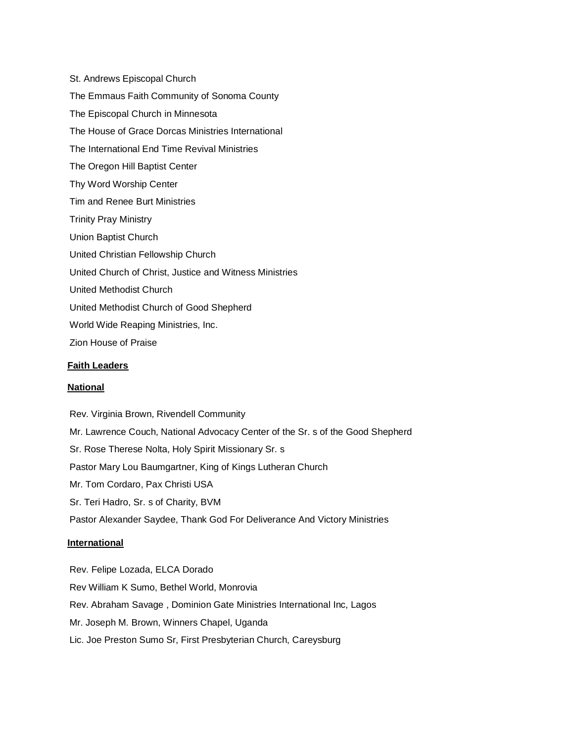St. Andrews Episcopal Church

The Emmaus Faith Community of Sonoma County

The Episcopal Church in Minnesota

The House of Grace Dorcas Ministries International

The International End Time Revival Ministries

The Oregon Hill Baptist Center

Thy Word Worship Center

Tim and Renee Burt Ministries

Trinity Pray Ministry

Union Baptist Church

United Christian Fellowship Church

United Church of Christ, Justice and Witness Ministries

United Methodist Church

United Methodist Church of Good Shepherd

World Wide Reaping Ministries, Inc.

Zion House of Praise

**Faith Leaders**

**National**

Rev. Virginia Brown, Rivendell Community

Mr. Lawrence Couch, National Advocacy Center of the Sr. s of the Good Shepherd

Sr. Rose Therese Nolta, Holy Spirit Missionary Sr. s

Pastor Mary Lou Baumgartner, King of Kings Lutheran Church

Mr. Tom Cordaro, Pax Christi USA

Sr. Teri Hadro, Sr. s of Charity, BVM

Pastor Alexander Saydee, Thank God For Deliverance And Victory Ministries

**International**

Rev. Felipe Lozada, ELCA Dorado

Rev William K Sumo, Bethel World, Monrovia

Rev. Abraham Savage , Dominion Gate Ministries International Inc, Lagos

Mr. Joseph M. Brown, Winners Chapel, Uganda

Lic. Joe Preston Sumo Sr, First Presbyterian Church, Careysburg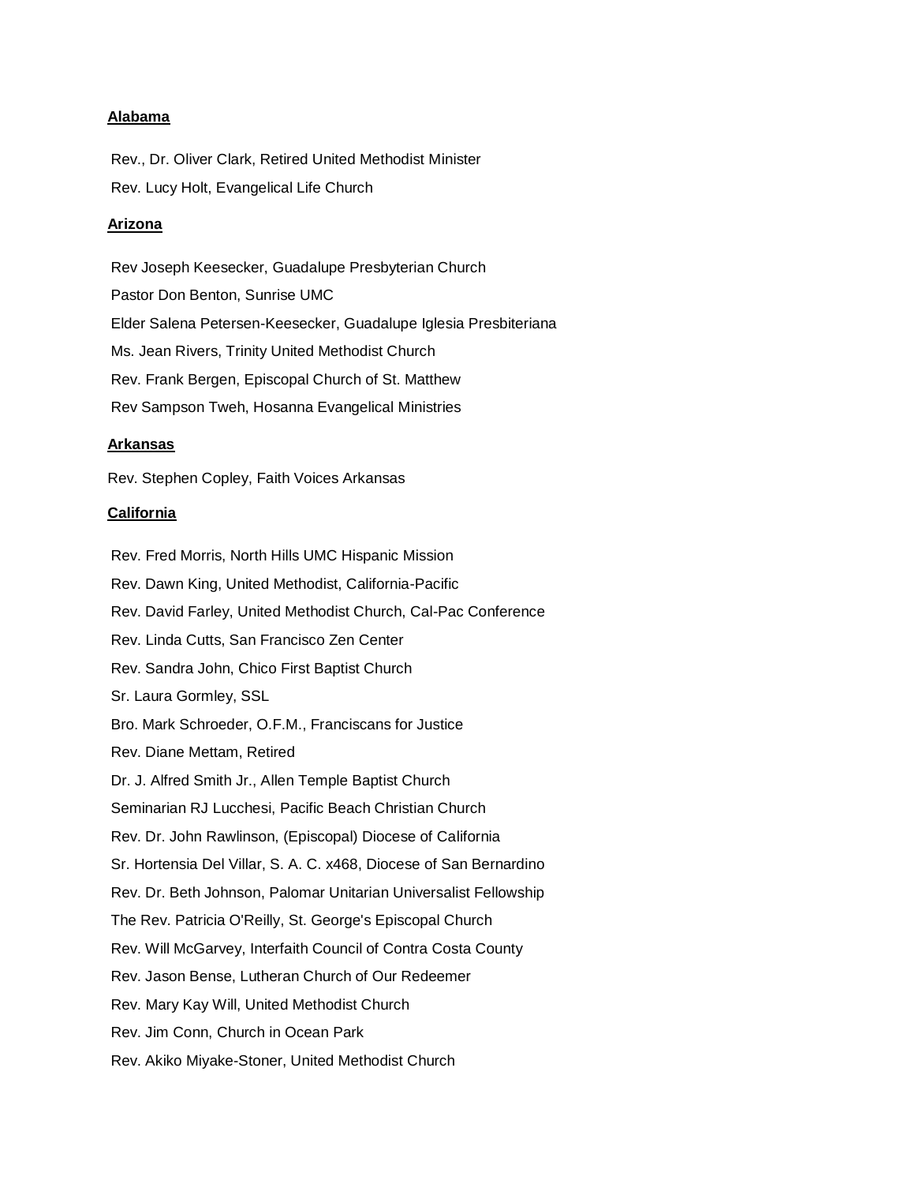**Alabama**

Rev., Dr. Oliver Clark, Retired United Methodist Minister

Rev. Lucy Holt, Evangelical Life Church

**Arizona**

Rev Joseph Keesecker, Guadalupe Presbyterian Church

Pastor Don Benton, Sunrise UMC

Elder Salena Petersen-Keesecker, Guadalupe Iglesia Presbiteriana

Ms. Jean Rivers, Trinity United Methodist Church

Rev. Frank Bergen, Episcopal Church of St. Matthew

Rev Sampson Tweh, Hosanna Evangelical Ministries

**Arkansas**

Rev. Stephen Copley, Faith Voices Arkansas

**California**

Rev. Fred Morris, North Hills UMC Hispanic Mission

Rev. Dawn King, United Methodist, California-Pacific

Rev. David Farley, United Methodist Church, Cal-Pac Conference

Rev. Linda Cutts, San Francisco Zen Center

Rev. Sandra John, Chico First Baptist Church

Sr. Laura Gormley, SSL

Bro. Mark Schroeder, O.F.M., Franciscans for Justice

Rev. Diane Mettam, Retired

Dr. J. Alfred Smith Jr., Allen Temple Baptist Church

Seminarian RJ Lucchesi, Pacific Beach Christian Church

Rev. Dr. John Rawlinson, (Episcopal) Diocese of California

Sr. Hortensia Del Villar, S. A. C. x468, Diocese of San Bernardino

Rev. Dr. Beth Johnson, Palomar Unitarian Universalist Fellowship

The Rev. Patricia O'Reilly, St. George's Episcopal Church

Rev. Will McGarvey, Interfaith Council of Contra Costa County

Rev. Jason Bense, Lutheran Church of Our Redeemer

Rev. Mary Kay Will, United Methodist Church

Rev. Jim Conn, Church in Ocean Park

Rev. Akiko Miyake-Stoner, United Methodist Church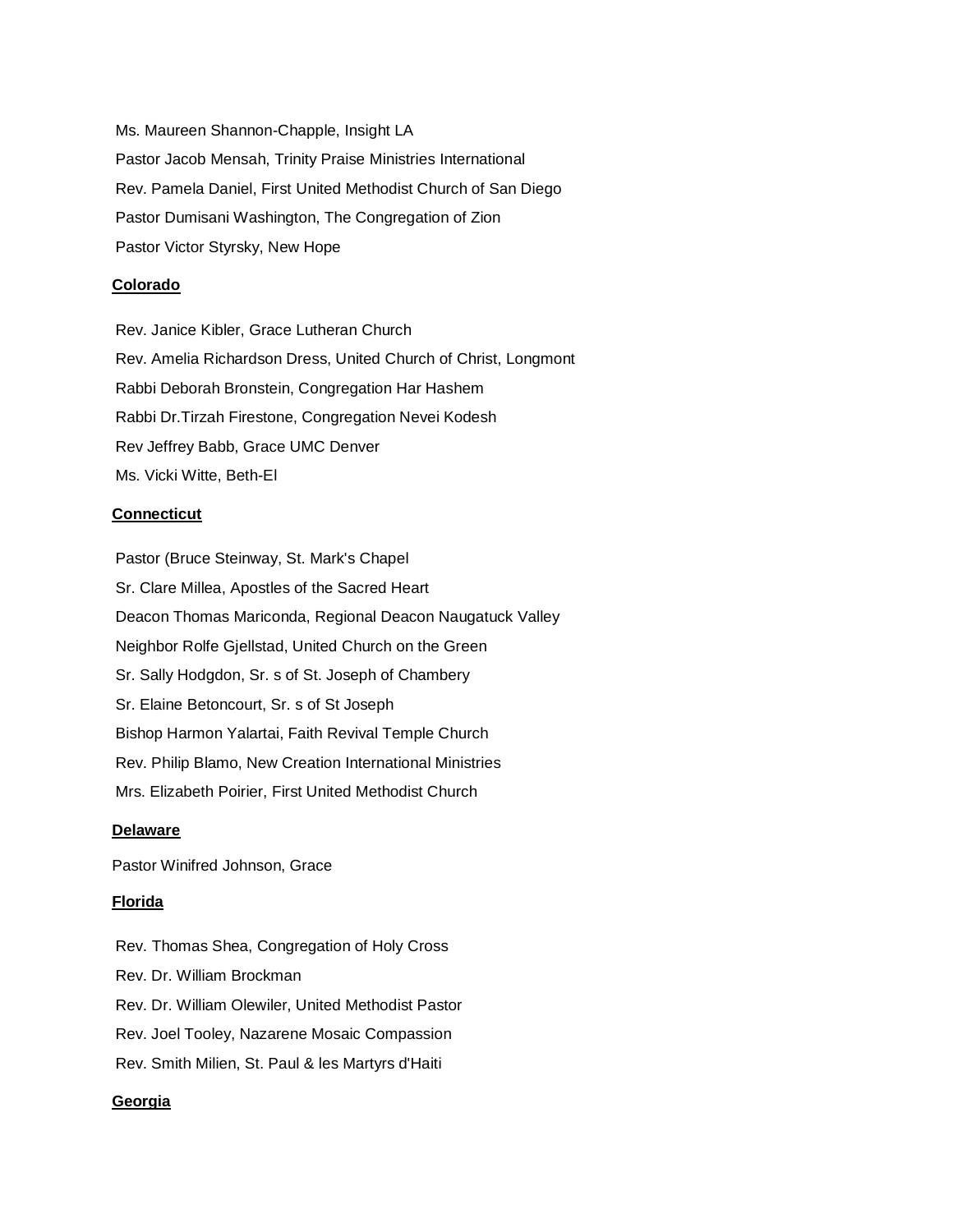Ms. Maureen Shannon-Chapple, Insight LA

Pastor Jacob Mensah, Trinity Praise Ministries International

Rev. Pamela Daniel, First United Methodist Church of San Diego

Pastor Dumisani Washington, The Congregation of Zion

Pastor Victor Styrsky, New Hope

**Colorado**

Rev. Janice Kibler, Grace Lutheran Church

Rev. Amelia Richardson Dress, United Church of Christ, Longmont

Rabbi Deborah Bronstein, Congregation Har Hashem

Rabbi Dr.Tirzah Firestone, Congregation Nevei Kodesh

Rev Jeffrey Babb, Grace UMC Denver

Ms. Vicki Witte, Beth-El

**Connecticut**

Pastor (Bruce Steinway, St. Mark's Chapel

Sr. Clare Millea, Apostles of the Sacred Heart

Deacon Thomas Mariconda, Regional Deacon Naugatuck Valley

Neighbor Rolfe Gjellstad, United Church on the Green

Sr. Sally Hodgdon, Sr. s of St. Joseph of Chambery

Sr. Elaine Betoncourt, Sr. s of St Joseph

Bishop Harmon Yalartai, Faith Revival Temple Church

Rev. Philip Blamo, New Creation International Ministries

Mrs. Elizabeth Poirier, First United Methodist Church

**Delaware**

Pastor Winifred Johnson, Grace

**Florida**

Rev. Thomas Shea, Congregation of Holy Cross

Rev. Dr. William Brockman

Rev. Dr. William Olewiler, United Methodist Pastor

Rev. Joel Tooley, Nazarene Mosaic Compassion

Rev. Smith Milien, St. Paul & les Martyrs d'Haiti

**Georgia**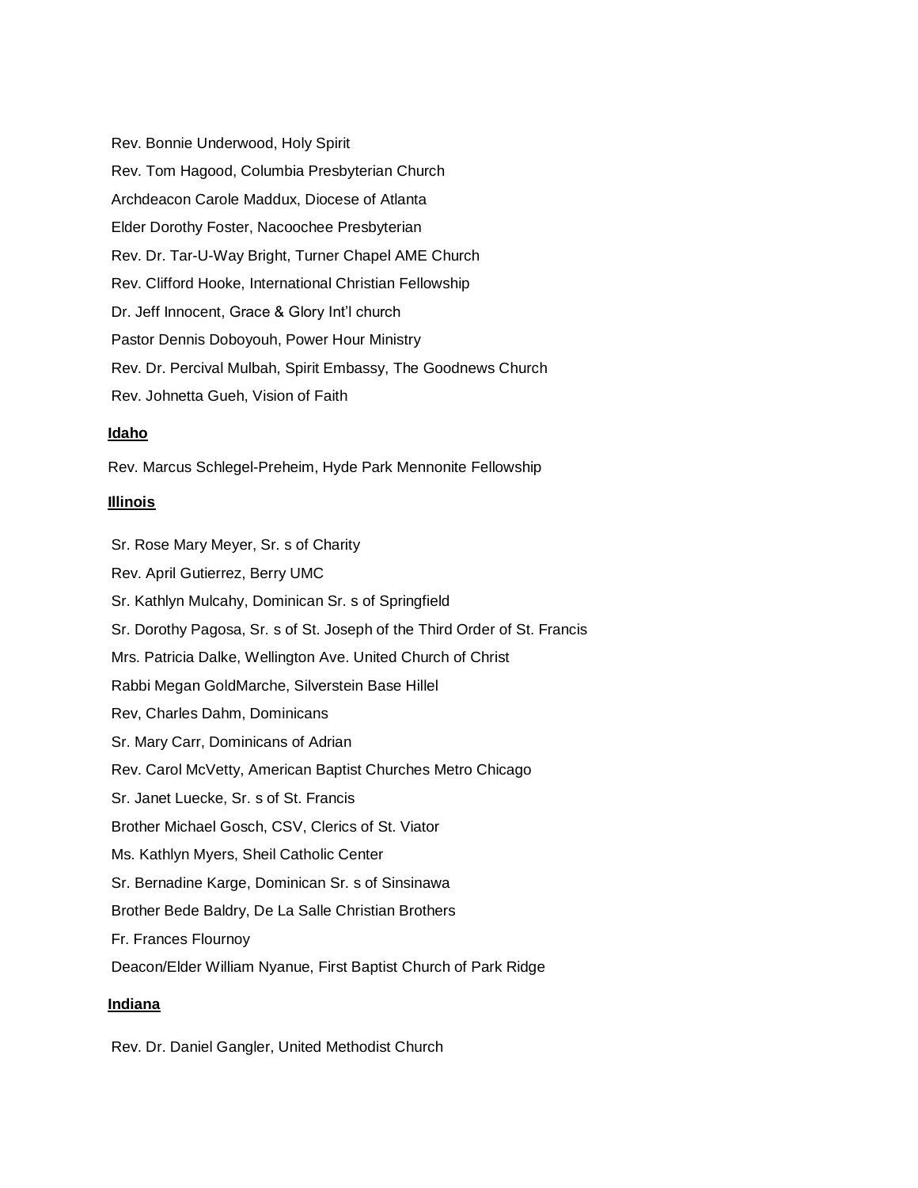Rev. Bonnie Underwood, Holy Spirit

Rev. Tom Hagood, Columbia Presbyterian Church

Archdeacon Carole Maddux, Diocese of Atlanta

Elder Dorothy Foster, Nacoochee Presbyterian

Rev. Dr. Tar-U-Way Bright, Turner Chapel AME Church

Rev. Clifford Hooke, International Christian Fellowship

Dr. Jeff Innocent, Grace & Glory Int'l church

Pastor Dennis Doboyouh, Power Hour Ministry

Rev. Dr. Percival Mulbah, Spirit Embassy, The Goodnews Church

Rev. Johnetta Gueh, Vision of Faith

**Idaho**

Rev. Marcus Schlegel-Preheim, Hyde Park Mennonite Fellowship

**Illinois**

Sr. Rose Mary Meyer, Sr. s of Charity

Rev. April Gutierrez, Berry UMC

Sr. Kathlyn Mulcahy, Dominican Sr. s of Springfield

Sr. Dorothy Pagosa, Sr. s of St. Joseph of the Third Order of St. Francis

Mrs. Patricia Dalke, Wellington Ave. United Church of Christ

Rabbi Megan GoldMarche, Silverstein Base Hillel

Rev, Charles Dahm, Dominicans

Sr. Mary Carr, Dominicans of Adrian

Rev. Carol McVetty, American Baptist Churches Metro Chicago

Sr. Janet Luecke, Sr. s of St. Francis

Brother Michael Gosch, CSV, Clerics of St. Viator

Ms. Kathlyn Myers, Sheil Catholic Center

Sr. Bernadine Karge, Dominican Sr. s of Sinsinawa

Brother Bede Baldry, De La Salle Christian Brothers

Fr. Frances Flournoy

Deacon/Elder William Nyanue, First Baptist Church of Park Ridge

**Indiana**

Rev. Dr. Daniel Gangler, United Methodist Church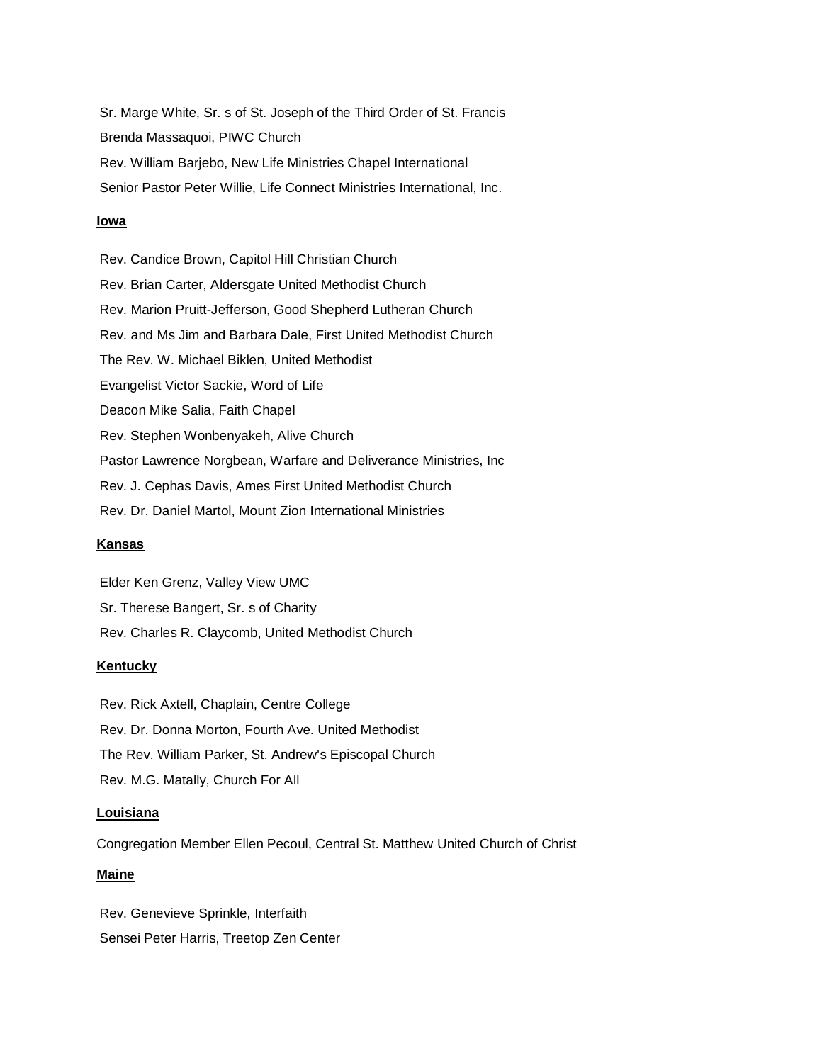Sr. Marge White, Sr. s of St. Joseph of the Third Order of St. Francis

Brenda Massaquoi, PIWC Church

Rev. William Barjebo, New Life Ministries Chapel International

Senior Pastor Peter Willie, Life Connect Ministries International, Inc.

**Iowa**

Rev. Candice Brown, Capitol Hill Christian Church

Rev. Brian Carter, Aldersgate United Methodist Church

Rev. Marion Pruitt-Jefferson, Good Shepherd Lutheran Church

Rev. and Ms Jim and Barbara Dale, First United Methodist Church

The Rev. W. Michael Biklen, United Methodist

Evangelist Victor Sackie, Word of Life

Deacon Mike Salia, Faith Chapel

Rev. Stephen Wonbenyakeh, Alive Church

Pastor Lawrence Norgbean, Warfare and Deliverance Ministries, Inc

Rev. J. Cephas Davis, Ames First United Methodist Church

Rev. Dr. Daniel Martol, Mount Zion International Ministries

**Kansas**

Elder Ken Grenz, Valley View UMC

Sr. Therese Bangert, Sr. s of Charity

Rev. Charles R. Claycomb, United Methodist Church

**Kentucky**

Rev. Rick Axtell, Chaplain, Centre College

Rev. Dr. Donna Morton, Fourth Ave. United Methodist

The Rev. William Parker, St. Andrew's Episcopal Church

Rev. M.G. Matally, Church For All

**Louisiana**

Congregation Member Ellen Pecoul, Central St. Matthew United Church of Christ

**Maine**

Rev. Genevieve Sprinkle, Interfaith

Sensei Peter Harris, Treetop Zen Center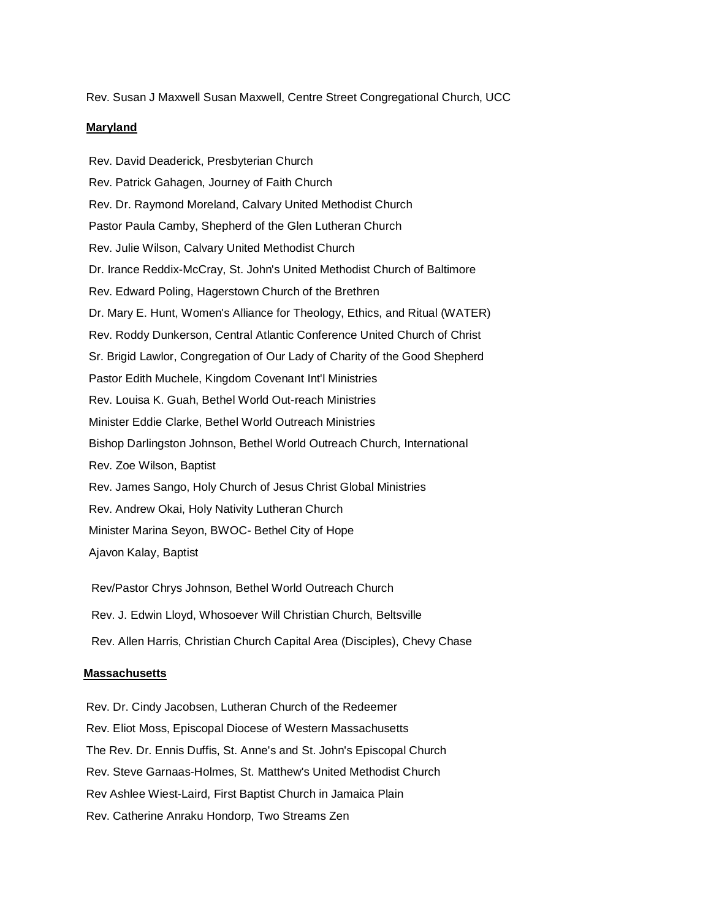Rev. Susan J Maxwell Susan Maxwell, Centre Street Congregational Church, UCC

**Maryland**

Rev. David Deaderick, Presbyterian Church

Rev. Patrick Gahagen, Journey of Faith Church

Rev. Dr. Raymond Moreland, Calvary United Methodist Church

Pastor Paula Camby, Shepherd of the Glen Lutheran Church

Rev. Julie Wilson, Calvary United Methodist Church

Dr. Irance Reddix-McCray, St. John's United Methodist Church of Baltimore

Rev. Edward Poling, Hagerstown Church of the Brethren

Dr. Mary E. Hunt, Women's Alliance for Theology, Ethics, and Ritual (WATER)

Rev. Roddy Dunkerson, Central Atlantic Conference United Church of Christ

Sr. Brigid Lawlor, Congregation of Our Lady of Charity of the Good Shepherd

Pastor Edith Muchele, Kingdom Covenant Int'l Ministries

Rev. Louisa K. Guah, Bethel World Out-reach Ministries

Minister Eddie Clarke, Bethel World Outreach Ministries

Bishop Darlingston Johnson, Bethel World Outreach Church, International

Rev. Zoe Wilson, Baptist

Rev. James Sango, Holy Church of Jesus Christ Global Ministries

Rev. Andrew Okai, Holy Nativity Lutheran Church

Minister Marina Seyon, BWOC- Bethel City of Hope

Ajavon Kalay, Baptist

Rev/Pastor Chrys Johnson, Bethel World Outreach Church

Rev. J. Edwin Lloyd, Whosoever Will Christian Church, Beltsville

Rev. Allen Harris, Christian Church Capital Area (Disciples), Chevy Chase

**Massachusetts**

Rev. Dr. Cindy Jacobsen, Lutheran Church of the Redeemer

Rev. Eliot Moss, Episcopal Diocese of Western Massachusetts

The Rev. Dr. Ennis Duffis, St. Anne's and St. John's Episcopal Church

Rev. Steve Garnaas-Holmes, St. Matthew's United Methodist Church

Rev Ashlee Wiest-Laird, First Baptist Church in Jamaica Plain

Rev. Catherine Anraku Hondorp, Two Streams Zen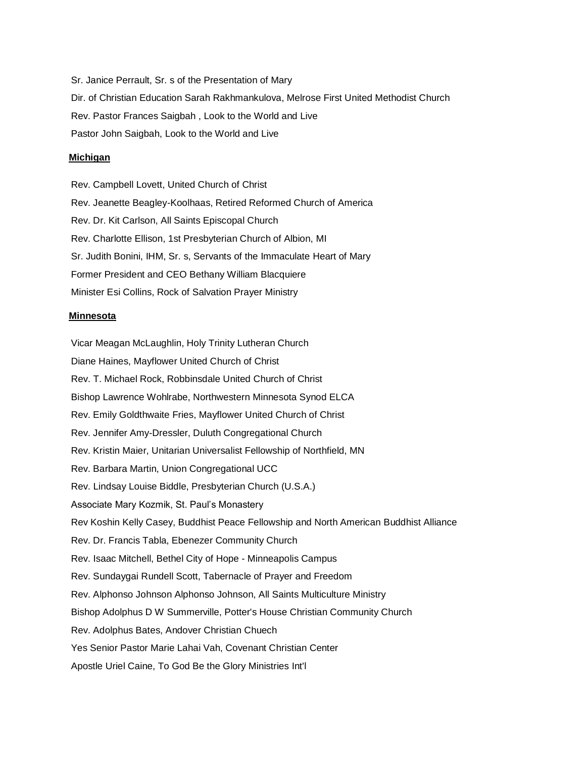Sr. Janice Perrault, Sr. s of the Presentation of Mary

Dir. of Christian Education Sarah Rakhmankulova, Melrose First United Methodist Church

Rev. Pastor Frances Saigbah , Look to the World and Live

Pastor John Saigbah, Look to the World and Live

**Michigan**

Rev. Campbell Lovett, United Church of Christ

Rev. Jeanette Beagley-Koolhaas, Retired Reformed Church of America

Rev. Dr. Kit Carlson, All Saints Episcopal Church

Rev. Charlotte Ellison, 1st Presbyterian Church of Albion, MI

Sr. Judith Bonini, IHM, Sr. s, Servants of the Immaculate Heart of Mary

Former President and CEO Bethany William Blacquiere

Minister Esi Collins, Rock of Salvation Prayer Ministry

**Minnesota**

Vicar Meagan McLaughlin, Holy Trinity Lutheran Church

Diane Haines, Mayflower United Church of Christ

Rev. T. Michael Rock, Robbinsdale United Church of Christ

Bishop Lawrence Wohlrabe, Northwestern Minnesota Synod ELCA

Rev. Emily Goldthwaite Fries, Mayflower United Church of Christ

Rev. Jennifer Amy-Dressler, Duluth Congregational Church

Rev. Kristin Maier, Unitarian Universalist Fellowship of Northfield, MN

Rev. Barbara Martin, Union Congregational UCC

Rev. Lindsay Louise Biddle, Presbyterian Church (U.S.A.)

Associate Mary Kozmik, St. Paul's Monastery

Rev Koshin Kelly Casey, Buddhist Peace Fellowship and North American Buddhist Alliance

Rev. Dr. Francis Tabla, Ebenezer Community Church

Rev. Isaac Mitchell, Bethel City of Hope - Minneapolis Campus

Rev. Sundaygai Rundell Scott, Tabernacle of Prayer and Freedom

Rev. Alphonso Johnson Alphonso Johnson, All Saints Multiculture Ministry

Bishop Adolphus D W Summerville, Potter's House Christian Community Church

Rev. Adolphus Bates, Andover Christian Chuech

Yes Senior Pastor Marie Lahai Vah, Covenant Christian Center

Apostle Uriel Caine, To God Be the Glory Ministries Int'l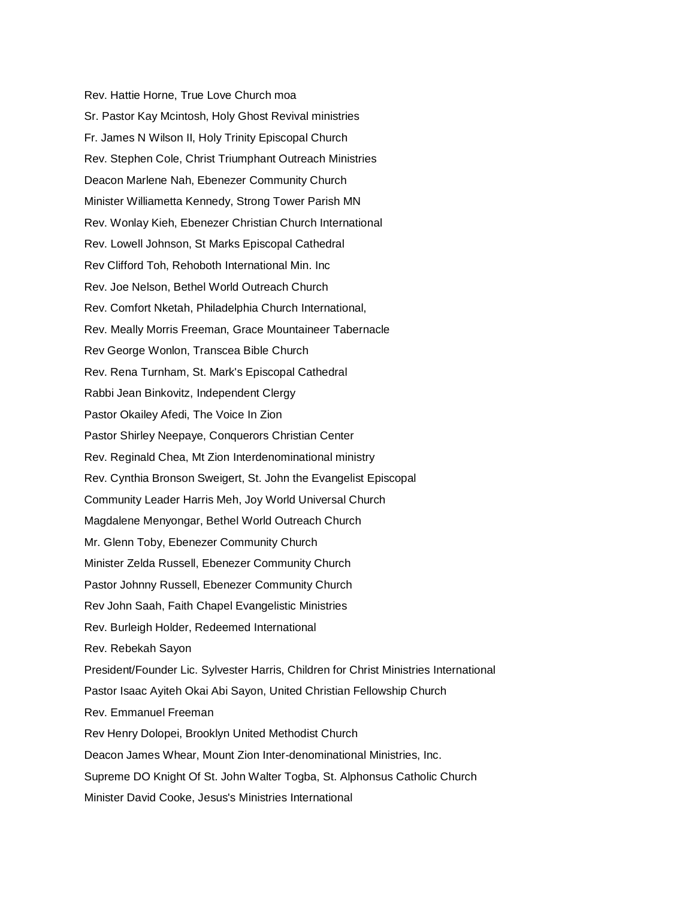Rev. Hattie Horne, True Love Church moa

Sr. Pastor Kay Mcintosh, Holy Ghost Revival ministries

Fr. James N Wilson II, Holy Trinity Episcopal Church

Rev. Stephen Cole, Christ Triumphant Outreach Ministries

Deacon Marlene Nah, Ebenezer Community Church

Minister Williametta Kennedy, Strong Tower Parish MN

Rev. Wonlay Kieh, Ebenezer Christian Church International

Rev. Lowell Johnson, St Marks Episcopal Cathedral

Rev Clifford Toh, Rehoboth International Min. Inc

Rev. Joe Nelson, Bethel World Outreach Church

Rev. Comfort Nketah, Philadelphia Church International,

Rev. Meally Morris Freeman, Grace Mountaineer Tabernacle

Rev George Wonlon, Transcea Bible Church

Rev. Rena Turnham, St. Mark's Episcopal Cathedral

Rabbi Jean Binkovitz, Independent Clergy

Pastor Okailey Afedi, The Voice In Zion

Pastor Shirley Neepaye, Conquerors Christian Center

Rev. Reginald Chea, Mt Zion Interdenominational ministry

Rev. Cynthia Bronson Sweigert, St. John the Evangelist Episcopal

Community Leader Harris Meh, Joy World Universal Church

Magdalene Menyongar, Bethel World Outreach Church

Mr. Glenn Toby, Ebenezer Community Church

Minister Zelda Russell, Ebenezer Community Church

Pastor Johnny Russell, Ebenezer Community Church

Rev John Saah, Faith Chapel Evangelistic Ministries

Rev. Burleigh Holder, Redeemed International

Rev. Rebekah Sayon

President/Founder Lic. Sylvester Harris, Children for Christ Ministries International

Pastor Isaac Ayiteh Okai Abi Sayon, United Christian Fellowship Church

Rev. Emmanuel Freeman

Rev Henry Dolopei, Brooklyn United Methodist Church

Deacon James Whear, Mount Zion Inter-denominational Ministries, Inc.

Supreme DO Knight Of St. John Walter Togba, St. Alphonsus Catholic Church

Minister David Cooke, Jesus's Ministries International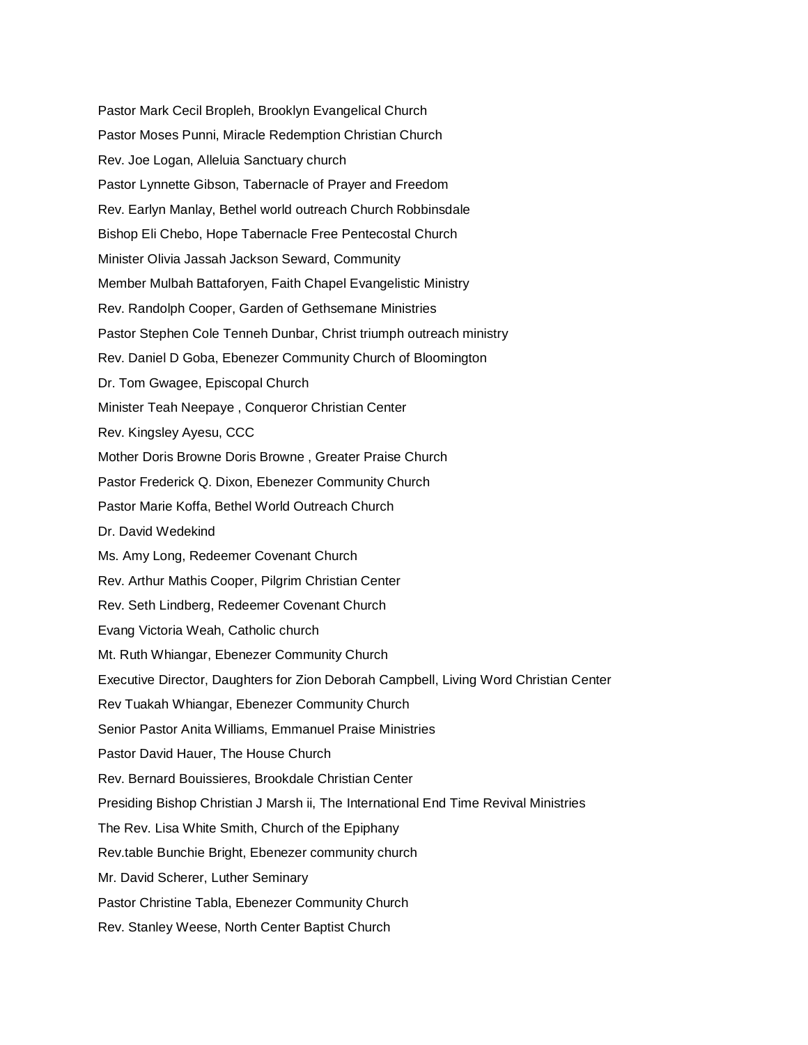Pastor Mark Cecil Bropleh, Brooklyn Evangelical Church

Pastor Moses Punni, Miracle Redemption Christian Church

Rev. Joe Logan, Alleluia Sanctuary church

Pastor Lynnette Gibson, Tabernacle of Prayer and Freedom

Rev. Earlyn Manlay, Bethel world outreach Church Robbinsdale

Bishop Eli Chebo, Hope Tabernacle Free Pentecostal Church

Minister Olivia Jassah Jackson Seward, Community

Member Mulbah Battaforyen, Faith Chapel Evangelistic Ministry

Rev. Randolph Cooper, Garden of Gethsemane Ministries

Pastor Stephen Cole Tenneh Dunbar, Christ triumph outreach ministry

Rev. Daniel D Goba, Ebenezer Community Church of Bloomington

Dr. Tom Gwagee, Episcopal Church

Minister Teah Neepaye , Conqueror Christian Center

Rev. Kingsley Ayesu, CCC

Mother Doris Browne Doris Browne , Greater Praise Church

Pastor Frederick Q. Dixon, Ebenezer Community Church

Pastor Marie Koffa, Bethel World Outreach Church

Dr. David Wedekind

Ms. Amy Long, Redeemer Covenant Church

Rev. Arthur Mathis Cooper, Pilgrim Christian Center

Rev. Seth Lindberg, Redeemer Covenant Church

Evang Victoria Weah, Catholic church

Mt. Ruth Whiangar, Ebenezer Community Church

Executive Director, Daughters for Zion Deborah Campbell, Living Word Christian Center

Rev Tuakah Whiangar, Ebenezer Community Church

Senior Pastor Anita Williams, Emmanuel Praise Ministries

Pastor David Hauer, The House Church

Rev. Bernard Bouissieres, Brookdale Christian Center

Presiding Bishop Christian J Marsh ii, The International End Time Revival Ministries

The Rev. Lisa White Smith, Church of the Epiphany

Rev.table Bunchie Bright, Ebenezer community church

Mr. David Scherer, Luther Seminary

Pastor Christine Tabla, Ebenezer Community Church

Rev. Stanley Weese, North Center Baptist Church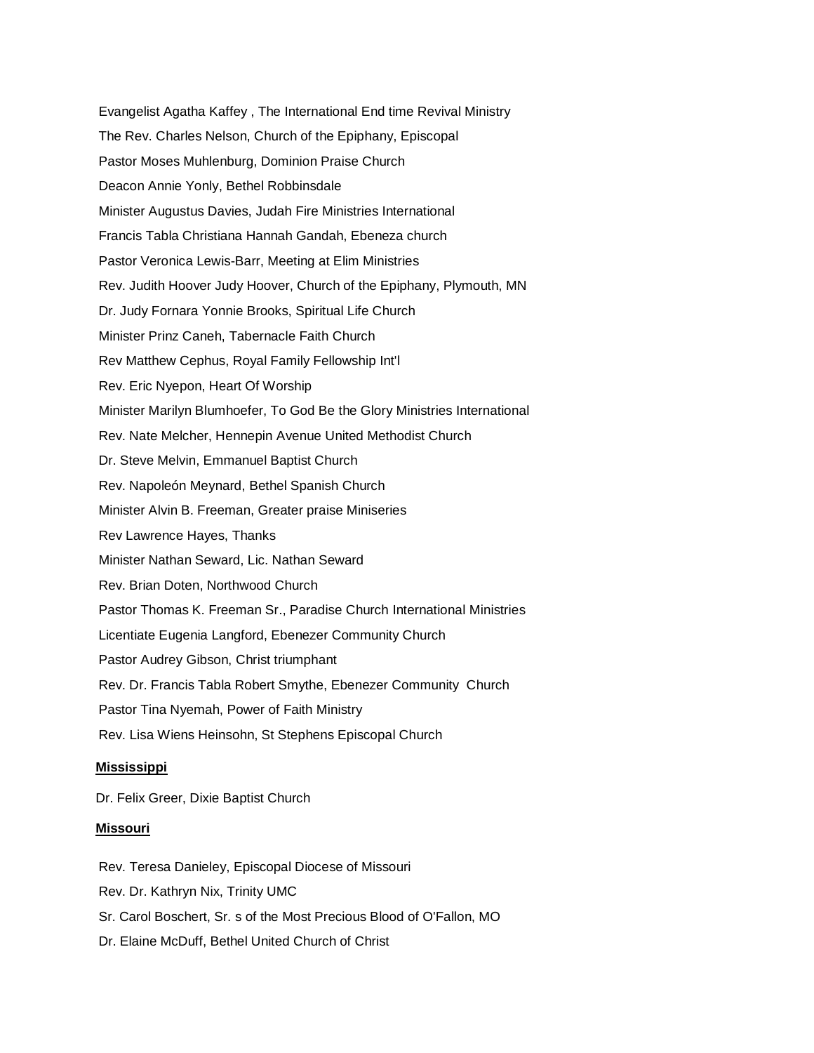Evangelist Agatha Kaffey , The International End time Revival Ministry

The Rev. Charles Nelson, Church of the Epiphany, Episcopal

Pastor Moses Muhlenburg, Dominion Praise Church

Deacon Annie Yonly, Bethel Robbinsdale

Minister Augustus Davies, Judah Fire Ministries International

Francis Tabla Christiana Hannah Gandah, Ebeneza church

Pastor Veronica Lewis-Barr, Meeting at Elim Ministries

Rev. Judith Hoover Judy Hoover, Church of the Epiphany, Plymouth, MN

Dr. Judy Fornara Yonnie Brooks, Spiritual Life Church

Minister Prinz Caneh, Tabernacle Faith Church

Rev Matthew Cephus, Royal Family Fellowship Int'l

Rev. Eric Nyepon, Heart Of Worship

Minister Marilyn Blumhoefer, To God Be the Glory Ministries International

Rev. Nate Melcher, Hennepin Avenue United Methodist Church

Dr. Steve Melvin, Emmanuel Baptist Church

Rev. Napoleón Meynard, Bethel Spanish Church

Minister Alvin B. Freeman, Greater praise Miniseries

Rev Lawrence Hayes, Thanks

Minister Nathan Seward, Lic. Nathan Seward

Rev. Brian Doten, Northwood Church

Pastor Thomas K. Freeman Sr., Paradise Church International Ministries

Licentiate Eugenia Langford, Ebenezer Community Church

Pastor Audrey Gibson, Christ triumphant

Rev. Dr. Francis Tabla Robert Smythe, Ebenezer Community Church

Pastor Tina Nyemah, Power of Faith Ministry

Rev. Lisa Wiens Heinsohn, St Stephens Episcopal Church

**Mississippi**

Dr. Felix Greer, Dixie Baptist Church

**Missouri**

Rev. Teresa Danieley, Episcopal Diocese of Missouri

Rev. Dr. Kathryn Nix, Trinity UMC

Sr. Carol Boschert, Sr. s of the Most Precious Blood of O'Fallon, MO

Dr. Elaine McDuff, Bethel United Church of Christ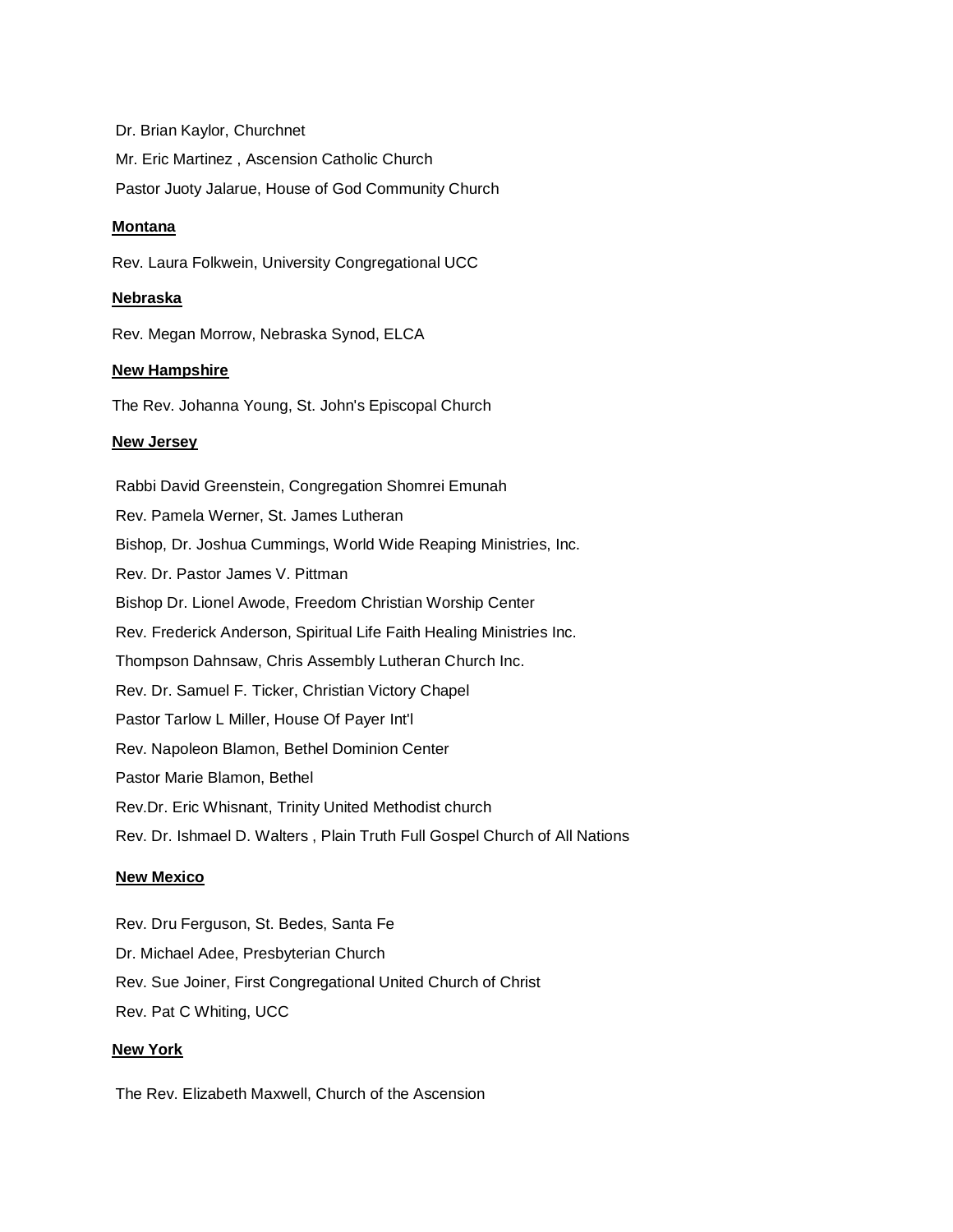Dr. Brian Kaylor, Churchnet

Mr. Eric Martinez , Ascension Catholic Church

Pastor Juoty Jalarue, House of God Community Church

**Montana**

Rev. Laura Folkwein, University Congregational UCC

**Nebraska**

Rev. Megan Morrow, Nebraska Synod, ELCA

**New Hampshire**

The Rev. Johanna Young, St. John's Episcopal Church

**New Jersey**

Rabbi David Greenstein, Congregation Shomrei Emunah

Rev. Pamela Werner, St. James Lutheran

Bishop, Dr. Joshua Cummings, World Wide Reaping Ministries, Inc.

Rev. Dr. Pastor James V. Pittman

Bishop Dr. Lionel Awode, Freedom Christian Worship Center

Rev. Frederick Anderson, Spiritual Life Faith Healing Ministries Inc.

Thompson Dahnsaw, Chris Assembly Lutheran Church Inc.

Rev. Dr. Samuel F. Ticker, Christian Victory Chapel

Pastor Tarlow L Miller, House Of Payer Int'l

Rev. Napoleon Blamon, Bethel Dominion Center

Pastor Marie Blamon, Bethel

Rev.Dr. Eric Whisnant, Trinity United Methodist church

Rev. Dr. Ishmael D. Walters , Plain Truth Full Gospel Church of All Nations

**New Mexico**

Rev. Dru Ferguson, St. Bedes, Santa Fe

Dr. Michael Adee, Presbyterian Church

Rev. Sue Joiner, First Congregational United Church of Christ

Rev. Pat C Whiting, UCC

**New York**

The Rev. Elizabeth Maxwell, Church of the Ascension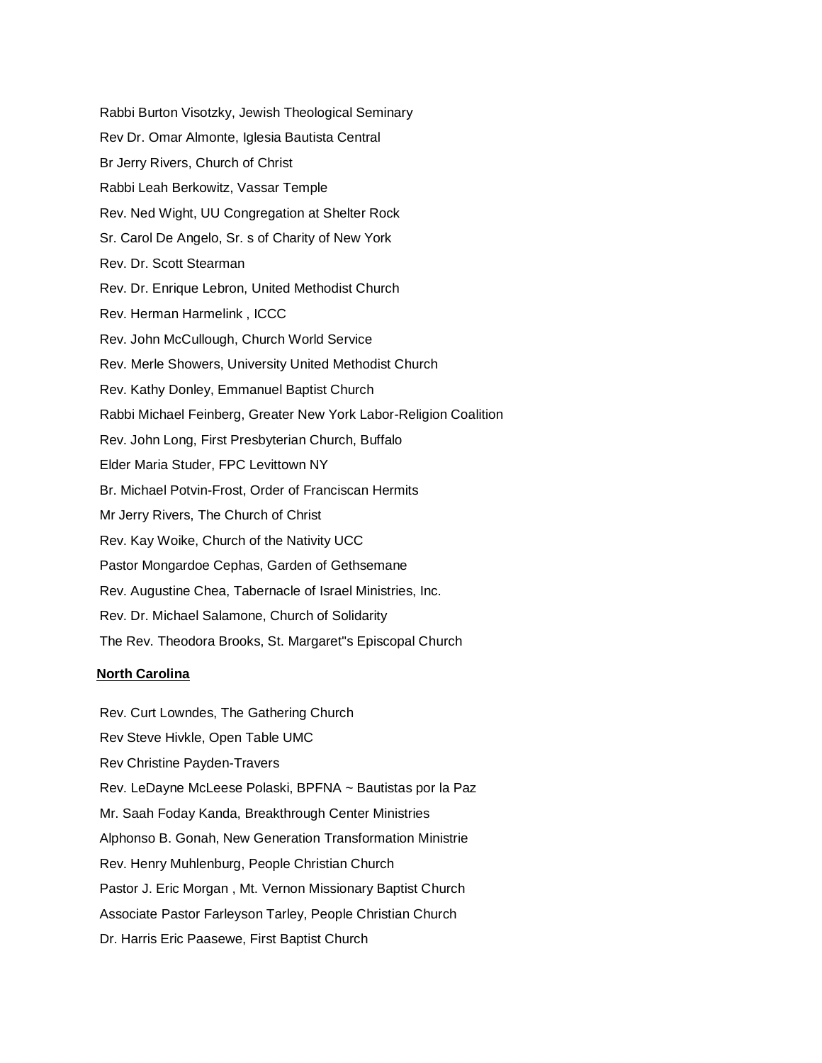Rabbi Burton Visotzky, Jewish Theological Seminary

Rev Dr. Omar Almonte, Iglesia Bautista Central

Br Jerry Rivers, Church of Christ

Rabbi Leah Berkowitz, Vassar Temple

Rev. Ned Wight, UU Congregation at Shelter Rock

Sr. Carol De Angelo, Sr. s of Charity of New York

Rev. Dr. Scott Stearman

Rev. Dr. Enrique Lebron, United Methodist Church

Rev. Herman Harmelink , ICCC

Rev. John McCullough, Church World Service

Rev. Merle Showers, University United Methodist Church

Rev. Kathy Donley, Emmanuel Baptist Church

Rabbi Michael Feinberg, Greater New York Labor-Religion Coalition

Rev. John Long, First Presbyterian Church, Buffalo

Elder Maria Studer, FPC Levittown NY

Br. Michael Potvin-Frost, Order of Franciscan Hermits

Mr Jerry Rivers, The Church of Christ

Rev. Kay Woike, Church of the Nativity UCC

Pastor Mongardoe Cephas, Garden of Gethsemane

Rev. Augustine Chea, Tabernacle of Israel Ministries, Inc.

Rev. Dr. Michael Salamone, Church of Solidarity

The Rev. Theodora Brooks, St. Margaret"s Episcopal Church

**North Carolina**

Rev. Curt Lowndes, The Gathering Church

Rev Steve Hivkle, Open Table UMC

Rev Christine Payden-Travers

Rev. LeDayne McLeese Polaski, BPFNA ~ Bautistas por la Paz

Mr. Saah Foday Kanda, Breakthrough Center Ministries

Alphonso B. Gonah, New Generation Transformation Ministrie

Rev. Henry Muhlenburg, People Christian Church

Pastor J. Eric Morgan , Mt. Vernon Missionary Baptist Church

Associate Pastor Farleyson Tarley, People Christian Church

Dr. Harris Eric Paasewe, First Baptist Church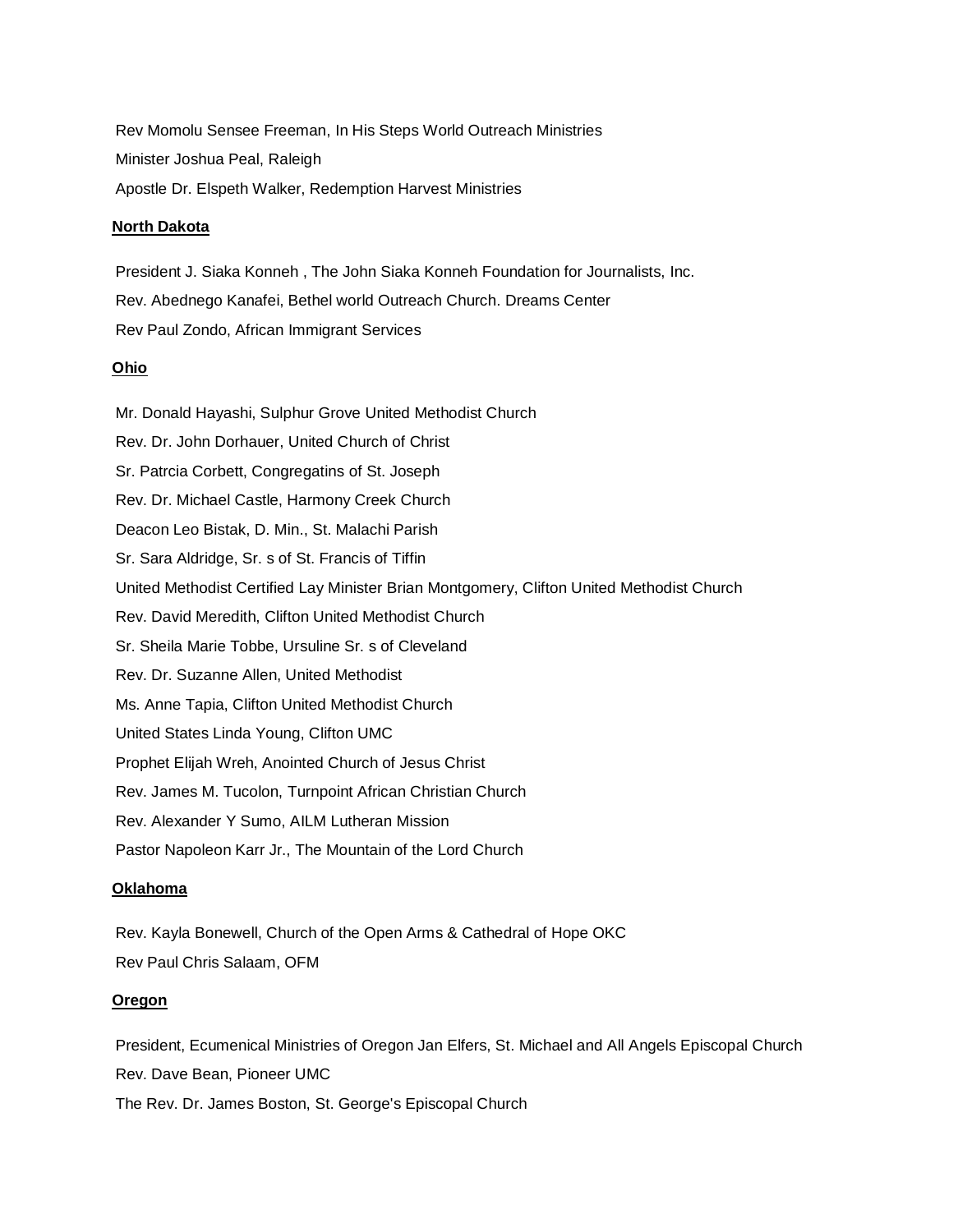Rev Momolu Sensee Freeman, In His Steps World Outreach Ministries

Minister Joshua Peal, Raleigh

Apostle Dr. Elspeth Walker, Redemption Harvest Ministries

**North Dakota**

President J. Siaka Konneh , The John Siaka Konneh Foundation for Journalists, Inc.

Rev. Abednego Kanafei, Bethel world Outreach Church. Dreams Center

Rev Paul Zondo, African Immigrant Services

**Ohio**

Mr. Donald Hayashi, Sulphur Grove United Methodist Church

Rev. Dr. John Dorhauer, United Church of Christ

Sr. Patrcia Corbett, Congregatins of St. Joseph

Rev. Dr. Michael Castle, Harmony Creek Church

Deacon Leo Bistak, D. Min., St. Malachi Parish

Sr. Sara Aldridge, Sr. s of St. Francis of Tiffin

United Methodist Certified Lay Minister Brian Montgomery, Clifton United Methodist Church

Rev. David Meredith, Clifton United Methodist Church

Sr. Sheila Marie Tobbe, Ursuline Sr. s of Cleveland

Rev. Dr. Suzanne Allen, United Methodist

Ms. Anne Tapia, Clifton United Methodist Church

United States Linda Young, Clifton UMC

Prophet Elijah Wreh, Anointed Church of Jesus Christ

Rev. James M. Tucolon, Turnpoint African Christian Church

Rev. Alexander Y Sumo, AILM Lutheran Mission

Pastor Napoleon Karr Jr., The Mountain of the Lord Church

**Oklahoma**

Rev. Kayla Bonewell, Church of the Open Arms & Cathedral of Hope OKC

Rev Paul Chris Salaam, OFM

**Oregon**

President, Ecumenical Ministries of Oregon Jan Elfers, St. Michael and All Angels Episcopal Church

Rev. Dave Bean, Pioneer UMC

The Rev. Dr. James Boston, St. George's Episcopal Church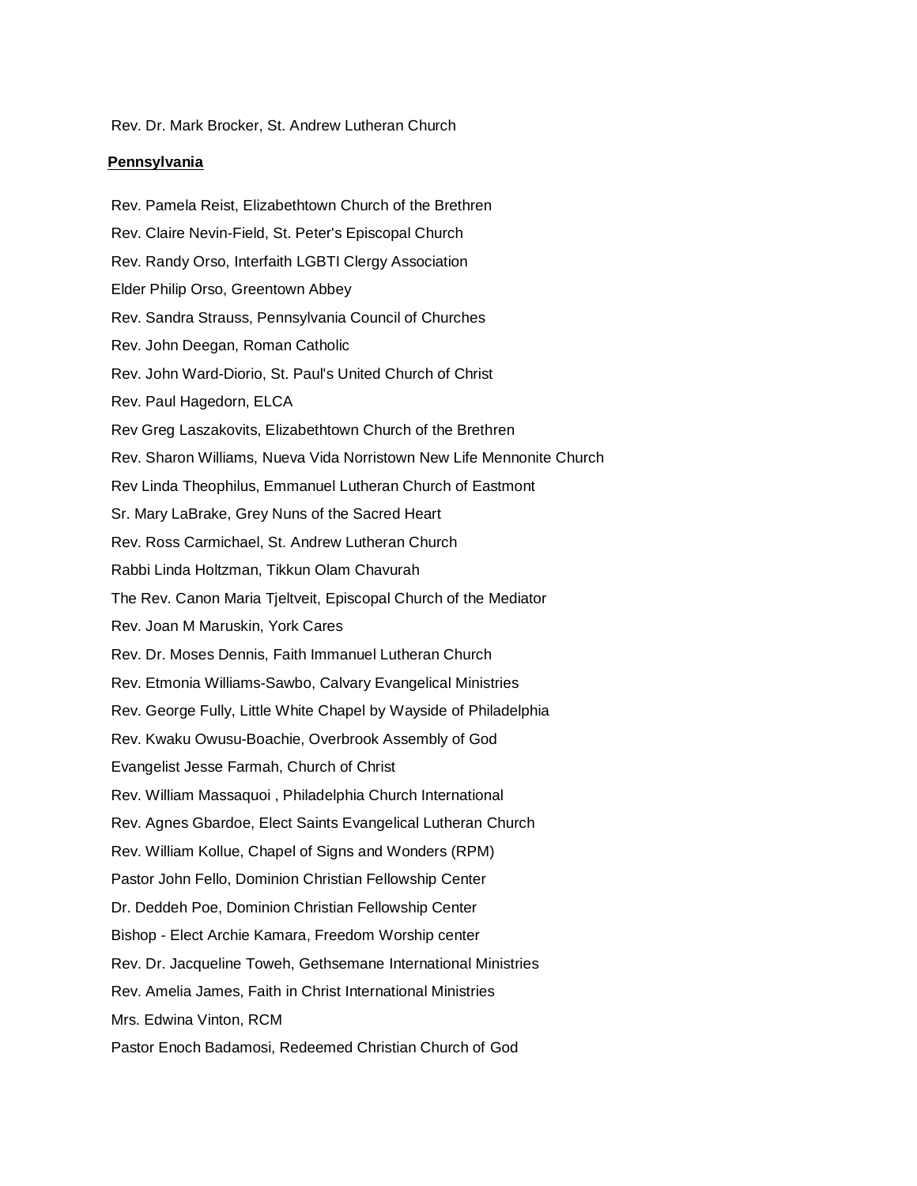Rev. Dr. Mark Brocker, St. Andrew Lutheran Church

**Pennsylvania**

Rev. Pamela Reist, Elizabethtown Church of the Brethren

Rev. Claire Nevin-Field, St. Peter's Episcopal Church

Rev. Randy Orso, Interfaith LGBTI Clergy Association

Elder Philip Orso, Greentown Abbey

Rev. Sandra Strauss, Pennsylvania Council of Churches

Rev. John Deegan, Roman Catholic

Rev. John Ward-Diorio, St. Paul's United Church of Christ

Rev. Paul Hagedorn, ELCA

Rev Greg Laszakovits, Elizabethtown Church of the Brethren

Rev. Sharon Williams, Nueva Vida Norristown New Life Mennonite Church

Rev Linda Theophilus, Emmanuel Lutheran Church of Eastmont

Sr. Mary LaBrake, Grey Nuns of the Sacred Heart

Rev. Ross Carmichael, St. Andrew Lutheran Church

Rabbi Linda Holtzman, Tikkun Olam Chavurah

The Rev. Canon Maria Tjeltveit, Episcopal Church of the Mediator

Rev. Joan M Maruskin, York Cares

Rev. Dr. Moses Dennis, Faith Immanuel Lutheran Church

Rev. Etmonia Williams-Sawbo, Calvary Evangelical Ministries

Rev. George Fully, Little White Chapel by Wayside of Philadelphia

Rev. Kwaku Owusu-Boachie, Overbrook Assembly of God

Evangelist Jesse Farmah, Church of Christ

Rev. William Massaquoi , Philadelphia Church International

Rev. Agnes Gbardoe, Elect Saints Evangelical Lutheran Church

Rev. William Kollue, Chapel of Signs and Wonders (RPM)

Pastor John Fello, Dominion Christian Fellowship Center

Dr. Deddeh Poe, Dominion Christian Fellowship Center

Bishop - Elect Archie Kamara, Freedom Worship center

Rev. Dr. Jacqueline Toweh, Gethsemane International Ministries

Rev. Amelia James, Faith in Christ International Ministries

Mrs. Edwina Vinton, RCM

Pastor Enoch Badamosi, Redeemed Christian Church of God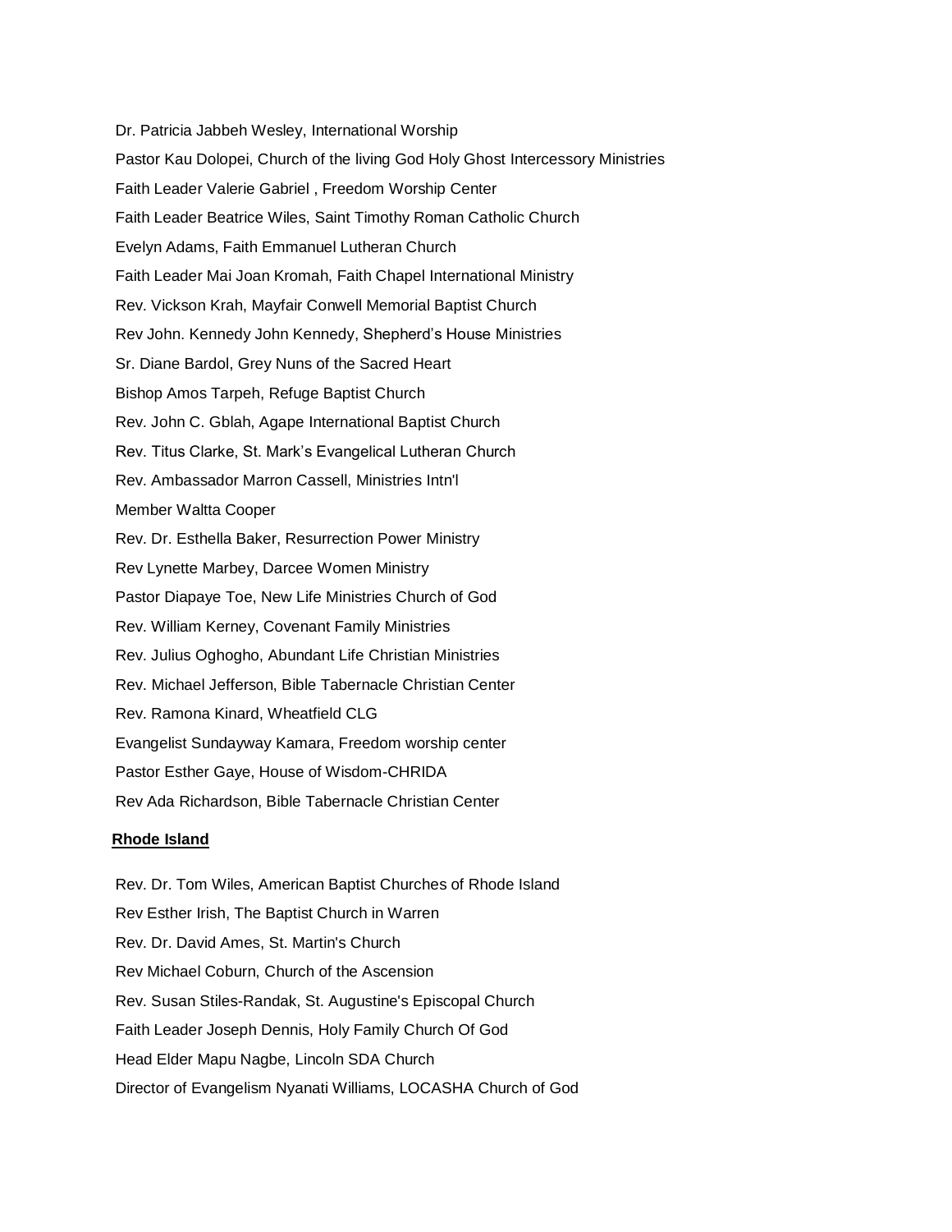Dr. Patricia Jabbeh Wesley, International Worship

Pastor Kau Dolopei, Church of the living God Holy Ghost Intercessory Ministries

Faith Leader Valerie Gabriel , Freedom Worship Center

Faith Leader Beatrice Wiles, Saint Timothy Roman Catholic Church

Evelyn Adams, Faith Emmanuel Lutheran Church

Faith Leader Mai Joan Kromah, Faith Chapel International Ministry

Rev. Vickson Krah, Mayfair Conwell Memorial Baptist Church

Rev John. Kennedy John Kennedy, Shepherd's House Ministries

Sr. Diane Bardol, Grey Nuns of the Sacred Heart

Bishop Amos Tarpeh, Refuge Baptist Church

Rev. John C. Gblah, Agape International Baptist Church

Rev. Titus Clarke, St. Mark's Evangelical Lutheran Church

Rev. Ambassador Marron Cassell, Ministries Intn'l

Member Waltta Cooper

Rev. Dr. Esthella Baker, Resurrection Power Ministry

Rev Lynette Marbey, Darcee Women Ministry

Pastor Diapaye Toe, New Life Ministries Church of God

Rev. William Kerney, Covenant Family Ministries

Rev. Julius Oghogho, Abundant Life Christian Ministries

Rev. Michael Jefferson, Bible Tabernacle Christian Center

Rev. Ramona Kinard, Wheatfield CLG

Evangelist Sundayway Kamara, Freedom worship center

Pastor Esther Gaye, House of Wisdom-CHRIDA

Rev Ada Richardson, Bible Tabernacle Christian Center

**Rhode Island**

Rev. Dr. Tom Wiles, American Baptist Churches of Rhode Island

Rev Esther Irish, The Baptist Church in Warren

Rev. Dr. David Ames, St. Martin's Church

Rev Michael Coburn, Church of the Ascension

Rev. Susan Stiles-Randak, St. Augustine's Episcopal Church

Faith Leader Joseph Dennis, Holy Family Church Of God

Head Elder Mapu Nagbe, Lincoln SDA Church

Director of Evangelism Nyanati Williams, LOCASHA Church of God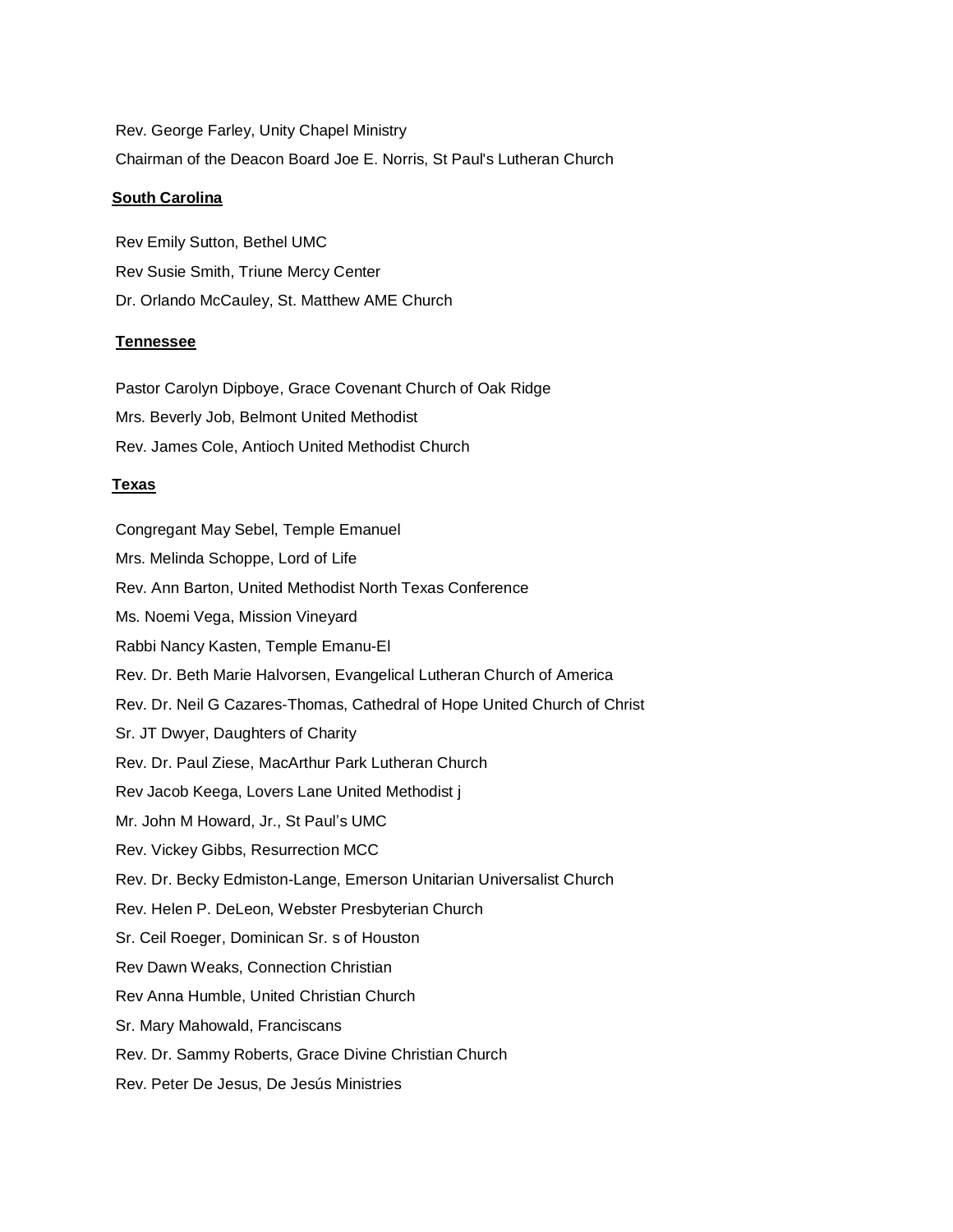Rev. George Farley, Unity Chapel Ministry

Chairman of the Deacon Board Joe E. Norris, St Paul's Lutheran Church

**South Carolina**

Rev Emily Sutton, Bethel UMC

Rev Susie Smith, Triune Mercy Center

Dr. Orlando McCauley, St. Matthew AME Church

**Tennessee**

Pastor Carolyn Dipboye, Grace Covenant Church of Oak Ridge

Mrs. Beverly Job, Belmont United Methodist

Rev. James Cole, Antioch United Methodist Church

**Texas**

Congregant May Sebel, Temple Emanuel

Mrs. Melinda Schoppe, Lord of Life

Rev. Ann Barton, United Methodist North Texas Conference

Ms. Noemi Vega, Mission Vineyard

Rabbi Nancy Kasten, Temple Emanu-El

Rev. Dr. Beth Marie Halvorsen, Evangelical Lutheran Church of America

Rev. Dr. Neil G Cazares-Thomas, Cathedral of Hope United Church of Christ

Sr. JT Dwyer, Daughters of Charity

Rev. Dr. Paul Ziese, MacArthur Park Lutheran Church

Rev Jacob Keega, Lovers Lane United Methodist j

Mr. John M Howard, Jr., St Paul's UMC

Rev. Vickey Gibbs, Resurrection MCC

Rev. Dr. Becky Edmiston-Lange, Emerson Unitarian Universalist Church

Rev. Helen P. DeLeon, Webster Presbyterian Church

Sr. Ceil Roeger, Dominican Sr. s of Houston

Rev Dawn Weaks, Connection Christian

Rev Anna Humble, United Christian Church

Sr. Mary Mahowald, Franciscans

Rev. Dr. Sammy Roberts, Grace Divine Christian Church

Rev. Peter De Jesus, De Jesús Ministries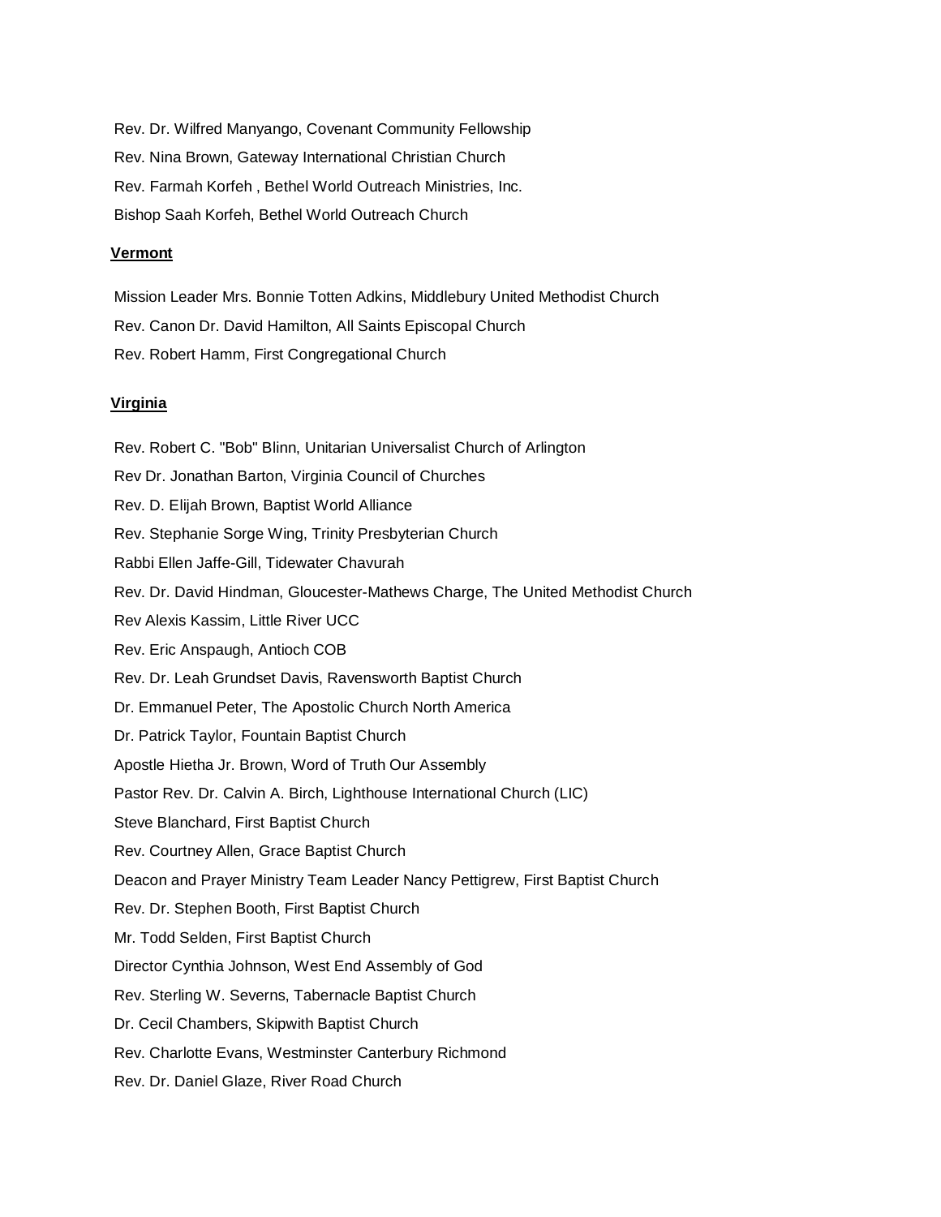Rev. Dr. Wilfred Manyango, Covenant Community Fellowship

Rev. Nina Brown, Gateway International Christian Church

Rev. Farmah Korfeh , Bethel World Outreach Ministries, Inc.

Bishop Saah Korfeh, Bethel World Outreach Church

**Vermont**

Mission Leader Mrs. Bonnie Totten Adkins, Middlebury United Methodist Church

Rev. Canon Dr. David Hamilton, All Saints Episcopal Church

Rev. Robert Hamm, First Congregational Church

**Virginia**

Rev. Robert C. "Bob" Blinn, Unitarian Universalist Church of Arlington

Rev Dr. Jonathan Barton, Virginia Council of Churches

Rev. D. Elijah Brown, Baptist World Alliance

Rev. Stephanie Sorge Wing, Trinity Presbyterian Church

Rabbi Ellen Jaffe-Gill, Tidewater Chavurah

Rev. Dr. David Hindman, Gloucester-Mathews Charge, The United Methodist Church

Rev Alexis Kassim, Little River UCC

Rev. Eric Anspaugh, Antioch COB

Rev. Dr. Leah Grundset Davis, Ravensworth Baptist Church

Dr. Emmanuel Peter, The Apostolic Church North America

Dr. Patrick Taylor, Fountain Baptist Church

Apostle Hietha Jr. Brown, Word of Truth Our Assembly

Pastor Rev. Dr. Calvin A. Birch, Lighthouse International Church (LIC)

Steve Blanchard, First Baptist Church

Rev. Courtney Allen, Grace Baptist Church

Deacon and Prayer Ministry Team Leader Nancy Pettigrew, First Baptist Church

Rev. Dr. Stephen Booth, First Baptist Church

Mr. Todd Selden, First Baptist Church

Director Cynthia Johnson, West End Assembly of God

Rev. Sterling W. Severns, Tabernacle Baptist Church

Dr. Cecil Chambers, Skipwith Baptist Church

Rev. Charlotte Evans, Westminster Canterbury Richmond

Rev. Dr. Daniel Glaze, River Road Church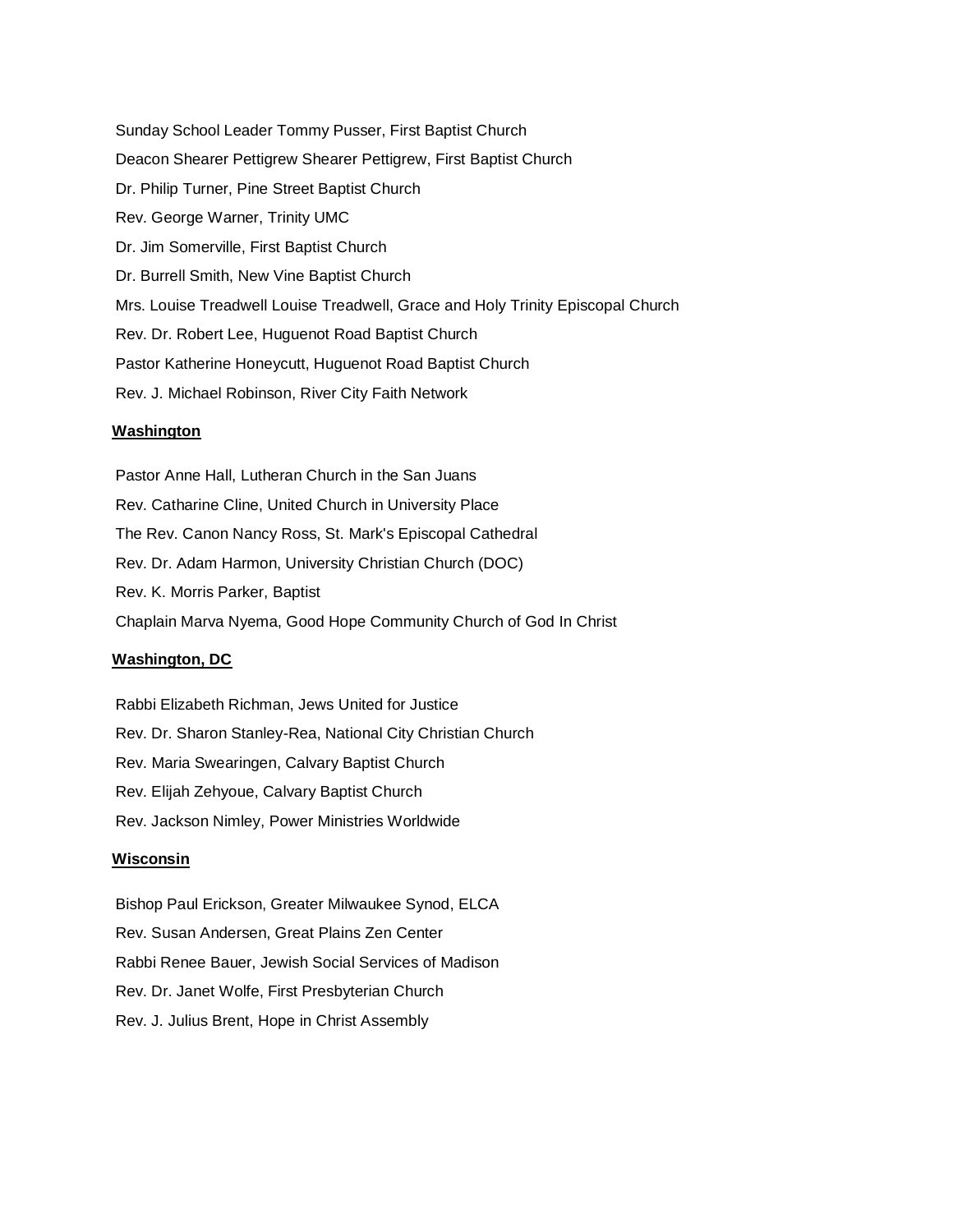Sunday School Leader Tommy Pusser, First Baptist Church

Deacon Shearer Pettigrew Shearer Pettigrew, First Baptist Church

Dr. Philip Turner, Pine Street Baptist Church

Rev. George Warner, Trinity UMC

Dr. Jim Somerville, First Baptist Church

Dr. Burrell Smith, New Vine Baptist Church

Mrs. Louise Treadwell Louise Treadwell, Grace and Holy Trinity Episcopal Church

Rev. Dr. Robert Lee, Huguenot Road Baptist Church

Pastor Katherine Honeycutt, Huguenot Road Baptist Church

Rev. J. Michael Robinson, River City Faith Network

**Washington**

Pastor Anne Hall, Lutheran Church in the San Juans

Rev. Catharine Cline, United Church in University Place

The Rev. Canon Nancy Ross, St. Mark's Episcopal Cathedral

Rev. Dr. Adam Harmon, University Christian Church (DOC)

Rev. K. Morris Parker, Baptist

Chaplain Marva Nyema, Good Hope Community Church of God In Christ

**Washington, DC**

Rabbi Elizabeth Richman, Jews United for Justice

Rev. Dr. Sharon Stanley-Rea, National City Christian Church

Rev. Maria Swearingen, Calvary Baptist Church

Rev. Elijah Zehyoue, Calvary Baptist Church

Rev. Jackson Nimley, Power Ministries Worldwide

**Wisconsin**

Bishop Paul Erickson, Greater Milwaukee Synod, ELCA

Rev. Susan Andersen, Great Plains Zen Center

Rabbi Renee Bauer, Jewish Social Services of Madison

Rev. Dr. Janet Wolfe, First Presbyterian Church

Rev. J. Julius Brent, Hope in Christ Assembly